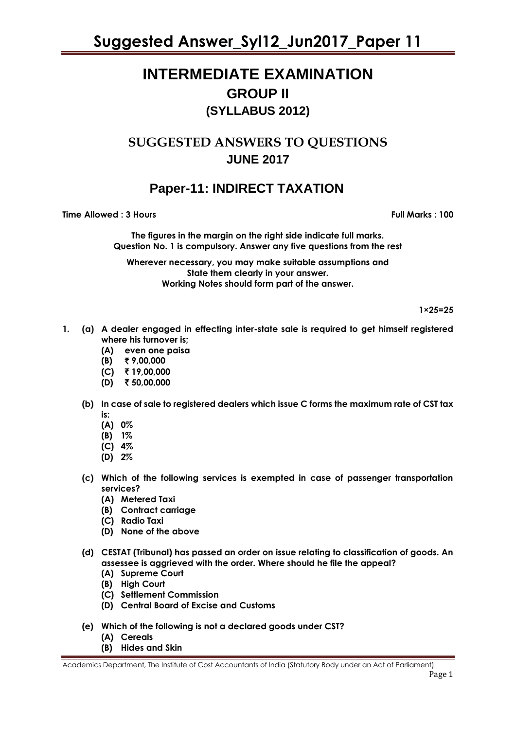# INTERMEDIATE EXAMINATION

## GROUP II

### (SYLLABUS 2012)

## SUGGESTED ANSWERS TO QUESTIONS

### JUNE 2017

## Paper-11: INDIRECT TAXATION

**Time Allowed : 3 Hours** **Full Marks : 100**

**The figures in the margin on the right side indicate full marks.**
**Question No. 1 is compulsory. Answer any five questions from the rest**

**Wherever necessary, you may make suitable assumptions and State them clearly in your answer.**
**Working Notes should form part of the answer.**

**1×25=25**

1. **(a) A dealer engaged in effecting inter-state sale is required to get himself registered where his turnover is;**
   - **(A) even one paisa**
   - **(B) ₹ 9,00,000**
   - **(C) ₹ 19,00,000**
   - **(D) ₹ 50,00,000**

   **(b) In case of sale to registered dealers which issue C forms the maximum rate of CST tax is:**
   - **(A) 0%**
   - **(B) 1%**
   - **(C) 4%**
   - **(D) 2%**

   **(c) Which of the following services is exempted in case of passenger transportation services?**
   - **(A) Metered Taxi**
   - **(B) Contract carriage**
   - **(C) Radio Taxi**
   - **(D) None of the above**

   **(d) CESTAT (Tribunal) has passed an order on issue relating to classification of goods. An assessee is aggrieved with the order. Where should he file the appeal?**
   - **(A) Supreme Court**
   - **(B) High Court**
   - **(C) Settlement Commission**
   - **(D) Central Board of Excise and Customs**

   **(e) Which of the following is not a declared goods under CST?**
   - **(A) Cereals**
   - **(B) Hides and Skin**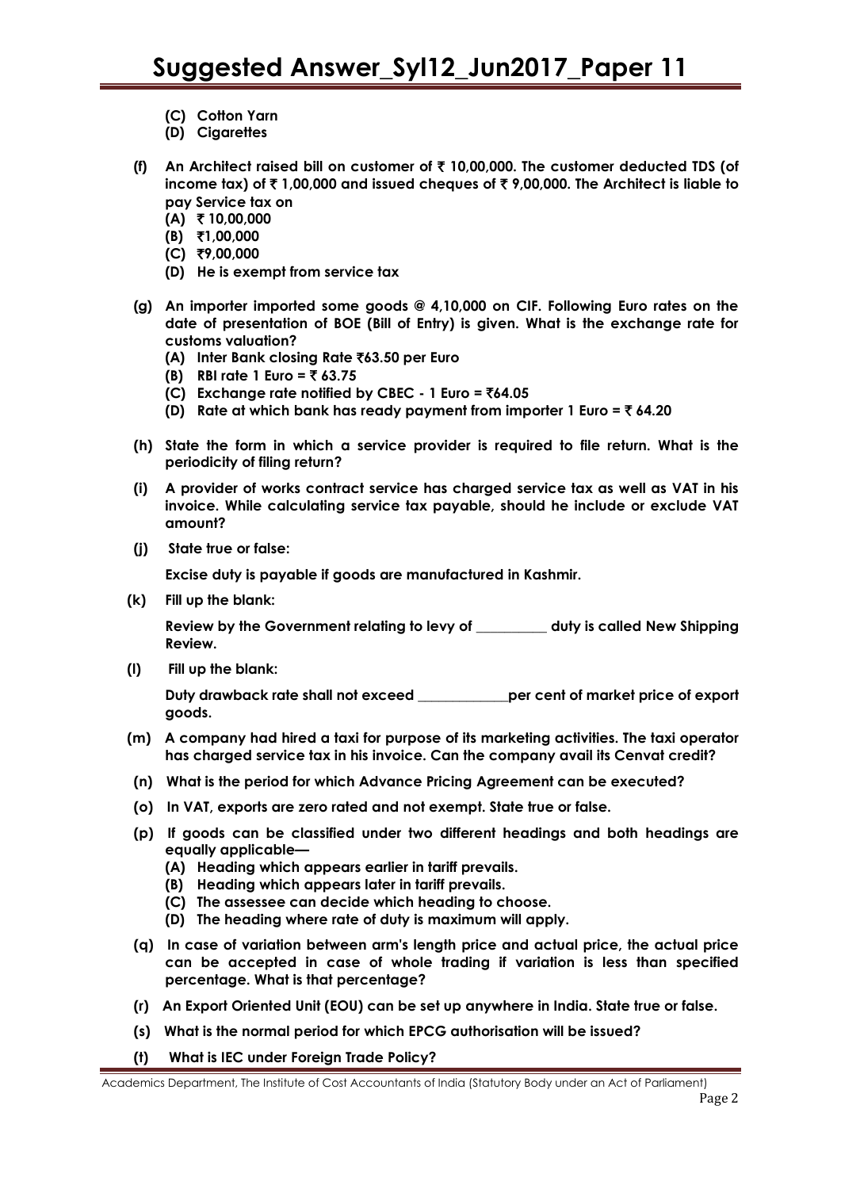**(C) Cotton Yarn**

**(D) Cigarettes**

**(f) An Architect raised bill on customer of ₹ 10,00,000. The customer deducted TDS (of income tax) of ₹ 1,00,000 and issued cheques of ₹ 9,00,000. The Architect is liable to pay Service tax on**

**(A) ₹ 10,00,000**

**(B) ₹1,00,000**

**(C) ₹9,00,000**

**(D) He is exempt from service tax**

**(g) An importer imported some goods @ 4,10,000 on CIF. Following Euro rates on the date of presentation of BOE (Bill of Entry) is given. What is the exchange rate for customs valuation?**

**(A) Inter Bank closing Rate ₹63.50 per Euro**

**(B) RBI rate 1 Euro = ₹ 63.75**

**(C) Exchange rate notified by CBEC - 1 Euro = ₹64.05**

**(D) Rate at which bank has ready payment from importer 1 Euro = ₹ 64.20**

**(h) State the form in which a service provider is required to file return. What is the periodicity of filing return?**

**(i) A provider of works contract service has charged service tax as well as VAT in his invoice. While calculating service tax payable, should he include or exclude VAT amount?**

**(j) State true or false:**

**Excise duty is payable if goods are manufactured in Kashmir.**

**(k) Fill up the blank:**

**Review by the Government relating to levy of __________ duty is called New Shipping Review.**

**(l) Fill up the blank:**

**Duty drawback rate shall not exceed _____________per cent of market price of export goods.**

**(m) A company had hired a taxi for purpose of its marketing activities. The taxi operator has charged service tax in his invoice. Can the company avail its Cenvat credit?**

**(n) What is the period for which Advance Pricing Agreement can be executed?**

**(o) In VAT, exports are zero rated and not exempt. State true or false.**

**(p) If goods can be classified under two different headings and both headings are equally applicable—**

**(A) Heading which appears earlier in tariff prevails.**

**(B) Heading which appears later in tariff prevails.**

**(C) The assessee can decide which heading to choose.**

**(D) The heading where rate of duty is maximum will apply.**

**(q) In case of variation between arm's length price and actual price, the actual price can be accepted in case of whole trading if variation is less than specified percentage. What is that percentage?**

**(r) An Export Oriented Unit (EOU) can be set up anywhere in India. State true or false.**

**(s) What is the normal period for which EPCG authorisation will be issued?**

**(t) What is IEC under Foreign Trade Policy?**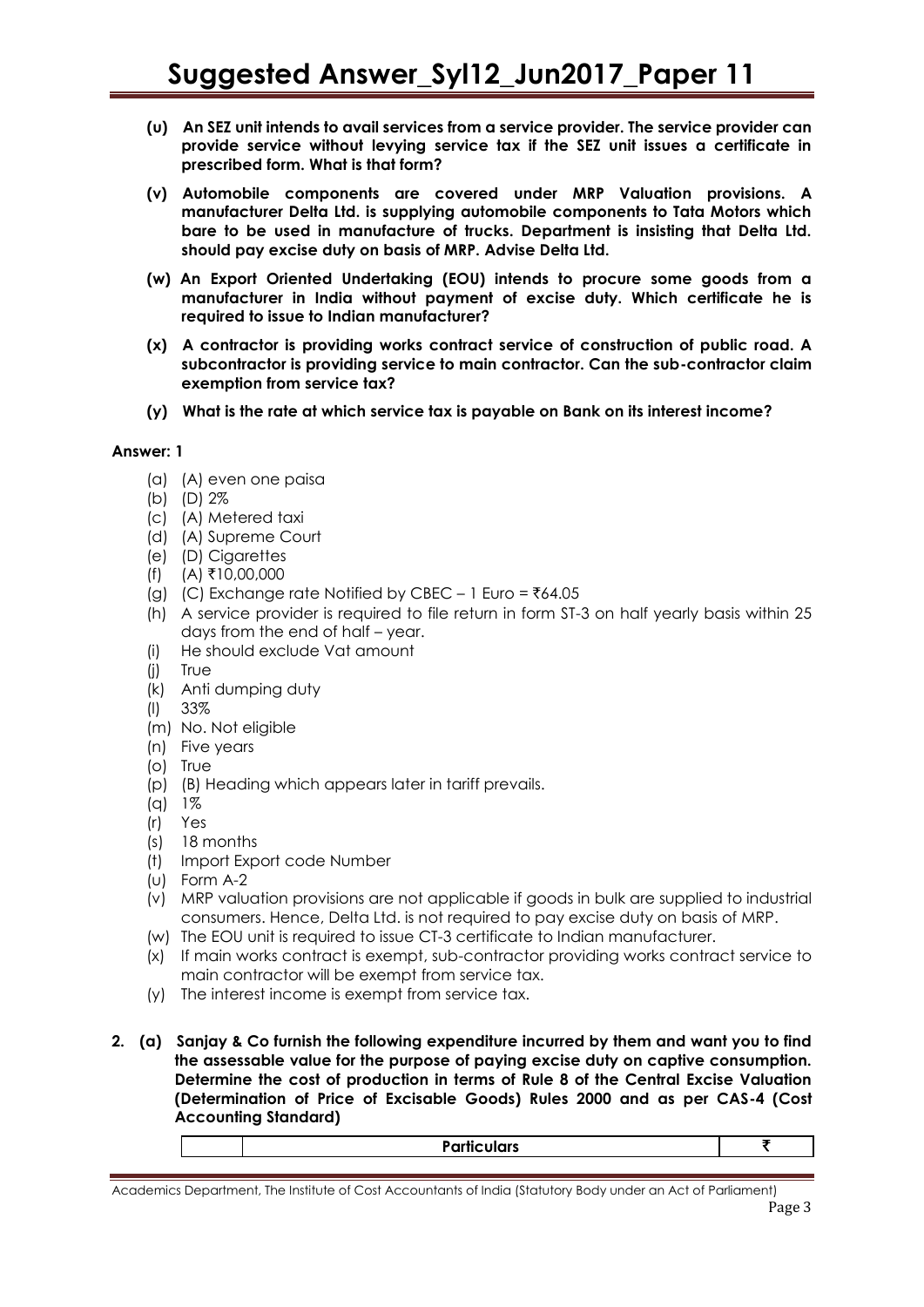**(u) An SEZ unit intends to avail services from a service provider. The service provider can provide service without levying service tax if the SEZ unit issues a certificate in prescribed form. What is that form?**

**(v) Automobile components are covered under MRP Valuation provisions. A manufacturer Delta Ltd. is supplying automobile components to Tata Motors which bare to be used in manufacture of trucks. Department is insisting that Delta Ltd. should pay excise duty on basis of MRP. Advise Delta Ltd.**

**(w) An Export Oriented Undertaking (EOU) intends to procure some goods from a manufacturer in India without payment of excise duty. Which certificate he is required to issue to Indian manufacturer?**

**(x) A contractor is providing works contract service of construction of public road. A subcontractor is providing service to main contractor. Can the sub-contractor claim exemption from service tax?**

**(y) What is the rate at which service tax is payable on Bank on its interest income?**

**Answer: 1**

(a) (A) even one paisa
(b) (D) 2%
(c) (A) Metered taxi
(d) (A) Supreme Court
(e) (D) Cigarettes
(f) (A) ₹10,00,000
(g) (C) Exchange rate Notified by CBEC – 1 Euro = ₹64.05
(h) A service provider is required to file return in form ST-3 on half yearly basis within 25 days from the end of half – year.
(i) He should exclude Vat amount
(j) True
(k) Anti dumping duty
(l) 33%
(m) No. Not eligible
(n) Five years
(o) True
(p) (B) Heading which appears later in tariff prevails.
(q) 1%
(r) Yes
(s) 18 months
(t) Import Export code Number
(u) Form A-2
(v) MRP valuation provisions are not applicable if goods in bulk are supplied to industrial consumers. Hence, Delta Ltd. is not required to pay excise duty on basis of MRP.
(w) The EOU unit is required to issue CT-3 certificate to Indian manufacturer.
(x) If main works contract is exempt, sub-contractor providing works contract service to main contractor will be exempt from service tax.
(y) The interest income is exempt from service tax.

**2. (a) Sanjay & Co furnish the following expenditure incurred by them and want you to find the assessable value for the purpose of paying excise duty on captive consumption. Determine the cost of production in terms of Rule 8 of the Central Excise Valuation (Determination of Price of Excisable Goods) Rules 2000 and as per CAS-4 (Cost Accounting Standard)**

| | Particulars | ₹ |
|---|---|---|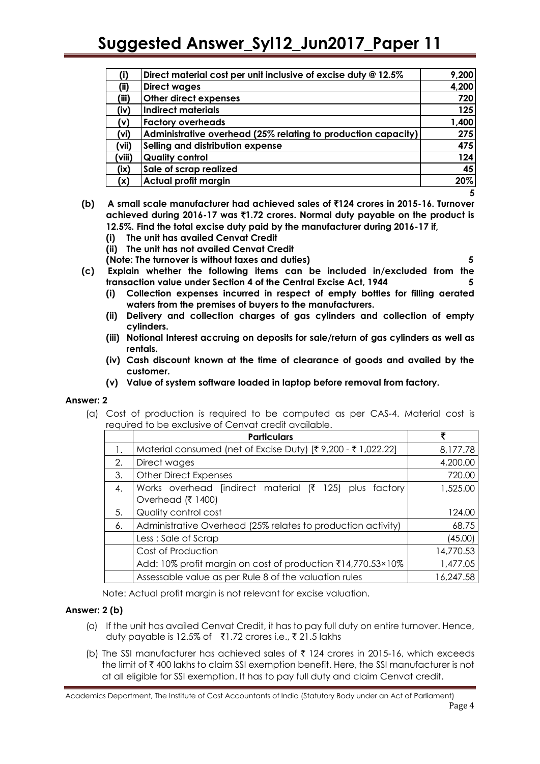| (i) | Direct material cost per unit inclusive of excise duty @ 12.5% | 9,200 |
|---|---|---|
| (ii) | Direct wages | 4,200 |
| (iii) | Other direct expenses | 720 |
| (iv) | Indirect materials | 125 |
| (v) | Factory overheads | 1,400 |
| (vi) | Administrative overhead (25% relating to production capacity) | 275 |
| (vii) | Selling and distribution expense | 475 |
| (viii) | Quality control | 124 |
| (ix) | Sale of scrap realized | 45 |
| (x) | Actual profit margin | 20% |

**5**

**(b) A small scale manufacturer had achieved sales of ₹124 crores in 2015-16. Turnover achieved during 2016-17 was ₹1.72 crores. Normal duty payable on the product is 12.5%. Find the total excise duty paid by the manufacturer during 2016-17 if,**

**(i) The unit has availed Cenvat Credit**

**(ii) The unit has not availed Cenvat Credit**

**(Note: The turnover is without taxes and duties) 5**

**(c) Explain whether the following items can be included in/excluded from the transaction value under Section 4 of the Central Excise Act, 1944 5**

**(i) Collection expenses incurred in respect of empty bottles for filling aerated waters from the premises of buyers to the manufacturers.**

**(ii) Delivery and collection charges of gas cylinders and collection of empty cylinders.**

**(iii) Notional Interest accruing on deposits for sale/return of gas cylinders as well as rentals.**

**(iv) Cash discount known at the time of clearance of goods and availed by the customer.**

**(v) Value of system software loaded in laptop before removal from factory.**

**Answer: 2**

(a) Cost of production is required to be computed as per CAS-4. Material cost is required to be exclusive of Cenvat credit available.

| | Particulars | ₹ |
|---|---|---|
| 1. | Material consumed (net of Excise Duty) [₹ 9,200 - ₹ 1,022.22] | 8,177.78 |
| 2. | Direct wages | 4,200.00 |
| 3. | Other Direct Expenses | 720.00 |
| 4. | Works overhead [indirect material (₹ 125) plus factory Overhead (₹ 1400) | 1,525.00 |
| 5. | Quality control cost | 124.00 |
| 6. | Administrative Overhead (25% relates to production activity) | 68.75 |
| | Less : Sale of Scrap | (45.00) |
| | Cost of Production | 14,770.53 |
| | Add: 10% profit margin on cost of production ₹14,770.53×10% | 1,477.05 |
| | Assessable value as per Rule 8 of the valuation rules | 16,247.58 |

Note: Actual profit margin is not relevant for excise valuation.

**Answer: 2 (b)**

(a) If the unit has availed Cenvat Credit, it has to pay full duty on entire turnover. Hence, duty payable is 12.5% of ₹1.72 crores i.e., ₹ 21.5 lakhs

(b) The SSI manufacturer has achieved sales of ₹ 124 crores in 2015-16, which exceeds the limit of ₹ 400 lakhs to claim SSI exemption benefit. Here, the SSI manufacturer is not at all eligible for SSI exemption. It has to pay full duty and claim Cenvat credit.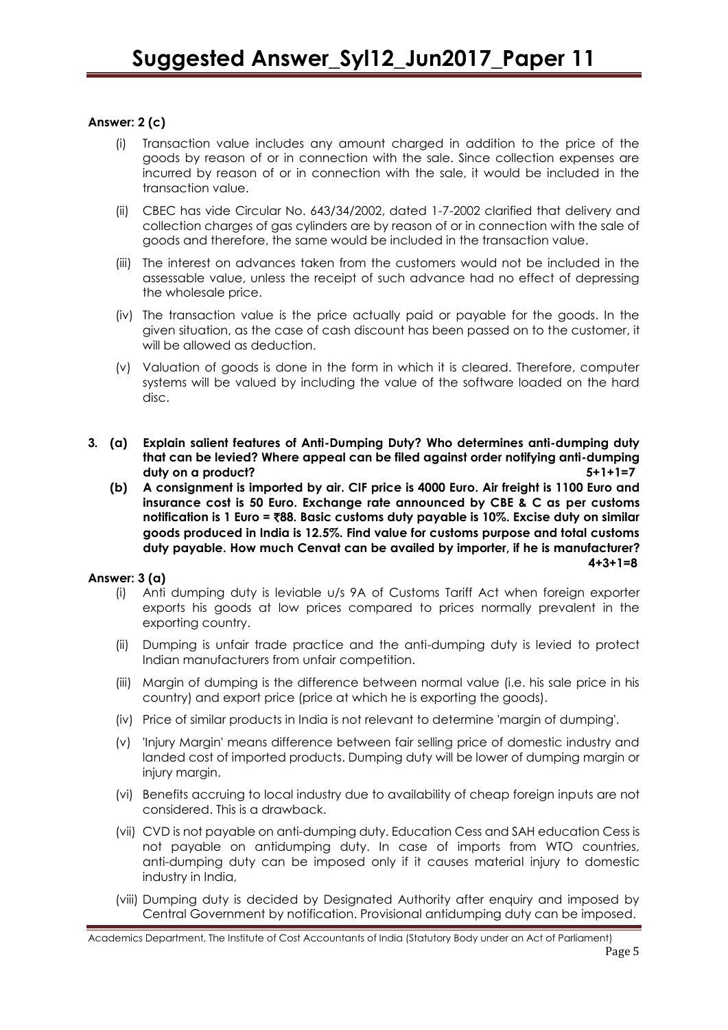**Answer: 2 (c)**

(i) Transaction value includes any amount charged in addition to the price of the goods by reason of or in connection with the sale. Since collection expenses are incurred by reason of or in connection with the sale, it would be included in the transaction value.

(ii) CBEC has vide Circular No. 643/34/2002, dated 1-7-2002 clarified that delivery and collection charges of gas cylinders are by reason of or in connection with the sale of goods and therefore, the same would be included in the transaction value.

(iii) The interest on advances taken from the customers would not be included in the assessable value, unless the receipt of such advance had no effect of depressing the wholesale price.

(iv) The transaction value is the price actually paid or payable for the goods. In the given situation, as the case of cash discount has been passed on to the customer, it will be allowed as deduction.

(v) Valuation of goods is done in the form in which it is cleared. Therefore, computer systems will be valued by including the value of the software loaded on the hard disc.

**3. (a) Explain salient features of Anti-Dumping Duty? Who determines anti-dumping duty that can be levied? Where appeal can be filed against order notifying anti-dumping duty on a product? 5+1+1=7**

**(b) A consignment is imported by air. CIF price is 4000 Euro. Air freight is 1100 Euro and insurance cost is 50 Euro. Exchange rate announced by CBE & C as per customs notification is 1 Euro = ₹88. Basic customs duty payable is 10%. Excise duty on similar goods produced in India is 12.5%. Find value for customs purpose and total customs duty payable. How much Cenvat can be availed by importer, if he is manufacturer? 4+3+1=8**

**Answer: 3 (a)**

(i) Anti dumping duty is leviable u/s 9A of Customs Tariff Act when foreign exporter exports his goods at low prices compared to prices normally prevalent in the exporting country.

(ii) Dumping is unfair trade practice and the anti-dumping duty is levied to protect Indian manufacturers from unfair competition.

(iii) Margin of dumping is the difference between normal value (i.e. his sale price in his country) and export price (price at which he is exporting the goods).

(iv) Price of similar products in India is not relevant to determine 'margin of dumping'.

(v) 'Injury Margin' means difference between fair selling price of domestic industry and landed cost of imported products. Dumping duty will be lower of dumping margin or injury margin.

(vi) Benefits accruing to local industry due to availability of cheap foreign inputs are not considered. This is a drawback.

(vii) CVD is not payable on anti-dumping duty. Education Cess and SAH education Cess is not payable on antidumping duty. In case of imports from WTO countries, anti-dumping duty can be imposed only if it causes material injury to domestic industry in India,

(viii) Dumping duty is decided by Designated Authority after enquiry and imposed by Central Government by notification. Provisional antidumping duty can be imposed.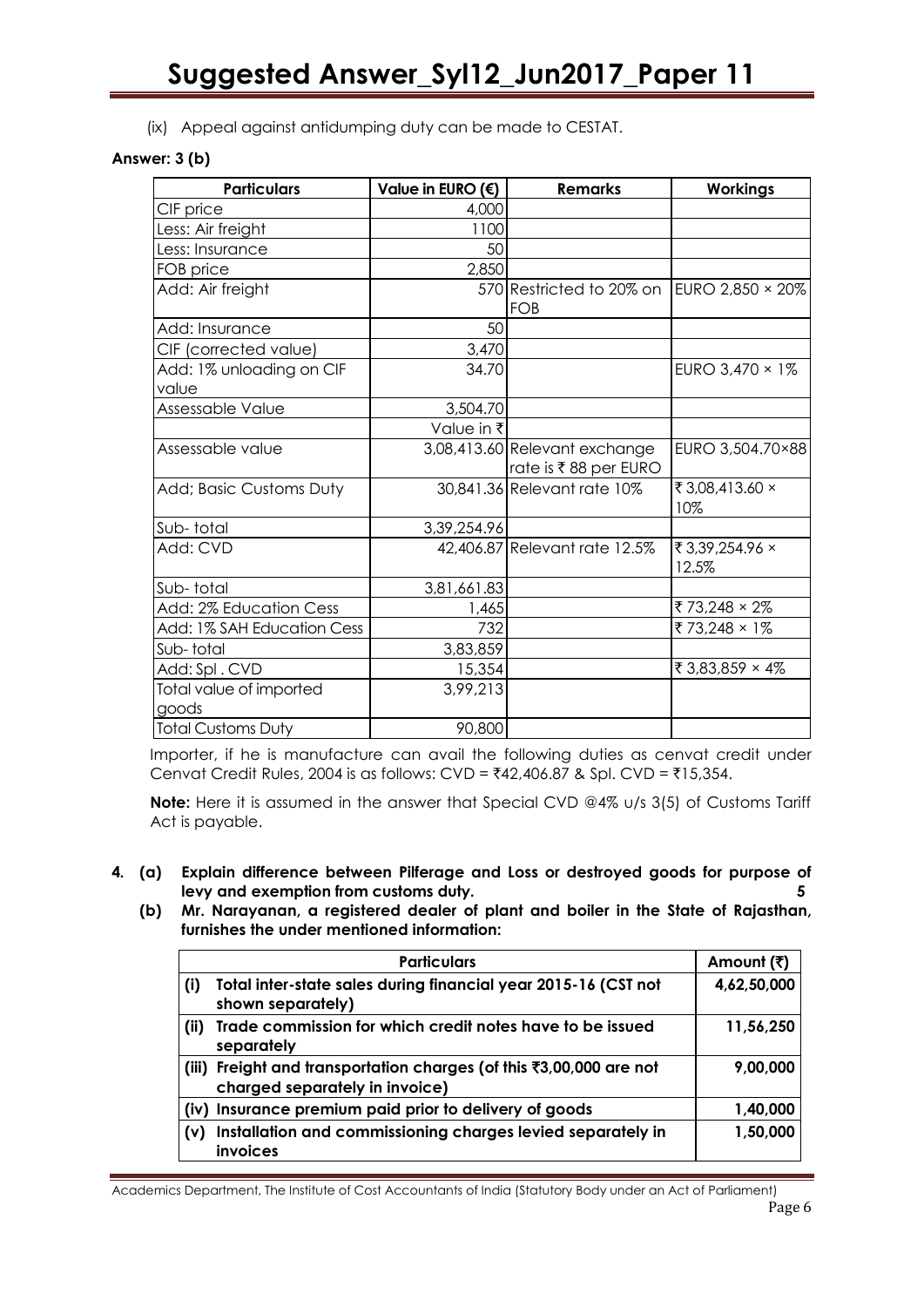(ix) Appeal against antidumping duty can be made to CESTAT.

**Answer: 3 (b)**

| Particulars | Value in EURO (€) | Remarks | Workings |
|---|---|---|---|
| CIF price | 4,000 | | |
| Less: Air freight | 1100 | | |
| Less: Insurance | 50 | | |
| FOB price | 2,850 | | |
| Add: Air freight | 570 | Restricted to 20% on FOB | EURO 2,850 × 20% |
| Add: Insurance | 50 | | |
| CIF (corrected value) | 3,470 | | |
| Add: 1% unloading on CIF value | 34.70 | | EURO 3,470 × 1% |
| Assessable Value | 3,504.70 | | |
| | Value in ₹ | | |
| Assessable value | 3,08,413.60 | Relevant exchange rate is ₹ 88 per EURO | EURO 3,504.70×88 |
| Add; Basic Customs Duty | 30,841.36 | Relevant rate 10% | ₹ 3,08,413.60 × 10% |
| Sub- total | 3,39,254.96 | | |
| Add: CVD | 42,406.87 | Relevant rate 12.5% | ₹ 3,39,254.96 × 12.5% |
| Sub- total | 3,81,661.83 | | |
| Add: 2% Education Cess | 1,465 | | ₹ 73,248 × 2% |
| Add: 1% SAH Education Cess | 732 | | ₹ 73,248 × 1% |
| Sub- total | 3,83,859 | | |
| Add: Spl . CVD | 15,354 | | ₹ 3,83,859 × 4% |
| Total value of imported goods | 3,99,213 | | |
| Total Customs Duty | 90,800 | | |

Importer, if he is manufacture can avail the following duties as cenvat credit under Cenvat Credit Rules, 2004 is as follows: CVD = ₹42,406.87 & Spl. CVD = ₹15,354.

**Note:** Here it is assumed in the answer that Special CVD @4% u/s 3(5) of Customs Tariff Act is payable.

**4. (a) Explain difference between Pilferage and Loss or destroyed goods for purpose of levy and exemption from customs duty. 5**

**(b) Mr. Narayanan, a registered dealer of plant and boiler in the State of Rajasthan, furnishes the under mentioned information:**

| | Particulars | Amount (₹) |
|---|---|---|
| (i) | Total inter-state sales during financial year 2015-16 (CST not shown separately) | 4,62,50,000 |
| (ii) | Trade commission for which credit notes have to be issued separately | 11,56,250 |
| (iii) | Freight and transportation charges (of this ₹3,00,000 are not charged separately in invoice) | 9,00,000 |
| (iv) | Insurance premium paid prior to delivery of goods | 1,40,000 |
| (v) | Installation and commissioning charges levied separately in invoices | 1,50,000 |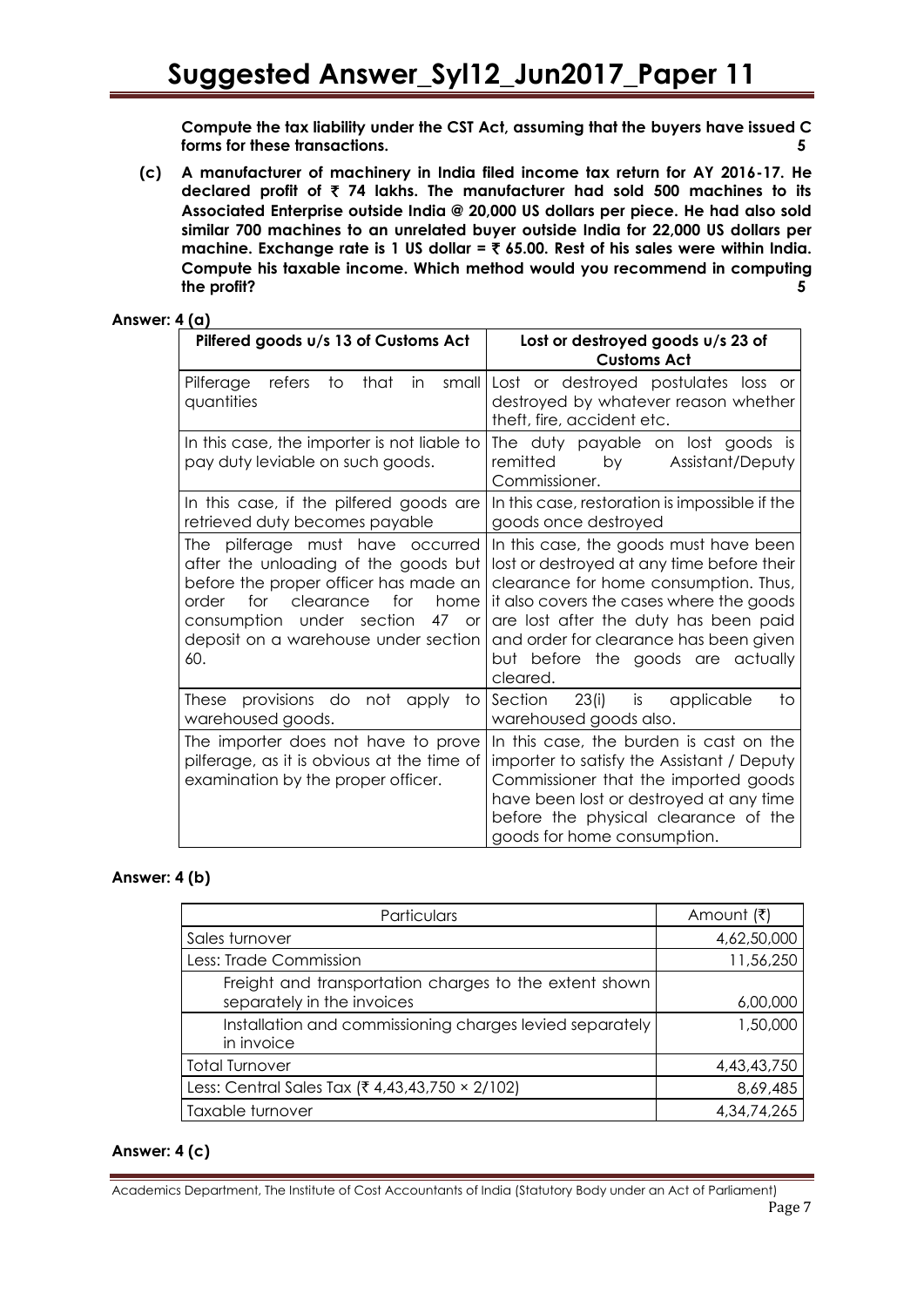**Compute the tax liability under the CST Act, assuming that the buyers have issued C forms for these transactions.** **5**

**(c) A manufacturer of machinery in India filed income tax return for AY 2016-17. He declared profit of ₹ 74 lakhs. The manufacturer had sold 500 machines to its Associated Enterprise outside India @ 20,000 US dollars per piece. He had also sold similar 700 machines to an unrelated buyer outside India for 22,000 US dollars per machine. Exchange rate is 1 US dollar = ₹ 65.00. Rest of his sales were within India. Compute his taxable income. Which method would you recommend in computing the profit?** **5**

**Answer: 4 (a)**

| Pilfered goods u/s 13 of Customs Act | Lost or destroyed goods u/s 23 of Customs Act |
|---|---|
| Pilferage refers to that in small quantities | Lost or destroyed postulates loss or destroyed by whatever reason whether theft, fire, accident etc. |
| In this case, the importer is not liable to pay duty leviable on such goods. | The duty payable on lost goods is remitted by Assistant/Deputy Commissioner. |
| In this case, if the pilfered goods are retrieved duty becomes payable | In this case, restoration is impossible if the goods once destroyed |
| The pilferage must have occurred after the unloading of the goods but before the proper officer has made an order for clearance for home consumption under section 47 or deposit on a warehouse under section 60. | In this case, the goods must have been lost or destroyed at any time before their clearance for home consumption. Thus, it also covers the cases where the goods are lost after the duty has been paid and order for clearance has been given but before the goods are actually cleared. |
| These provisions do not apply to warehoused goods. | Section 23(i) is applicable to warehoused goods also. |
| The importer does not have to prove pilferage, as it is obvious at the time of examination by the proper officer. | In this case, the burden is cast on the importer to satisfy the Assistant / Deputy Commissioner that the imported goods have been lost or destroyed at any time before the physical clearance of the goods for home consumption. |

**Answer: 4 (b)**

| Particulars | Amount (₹) |
|---|---:|
| Sales turnover | 4,62,50,000 |
| Less: Trade Commission | 11,56,250 |
| Freight and transportation charges to the extent shown separately in the invoices | 6,00,000 |
| Installation and commissioning charges levied separately in invoice | 1,50,000 |
| Total Turnover | 4,43,43,750 |
| Less: Central Sales Tax (₹ 4,43,43,750 × 2/102) | 8,69,485 |
| Taxable turnover | 4,34,74,265 |

**Answer: 4 (c)**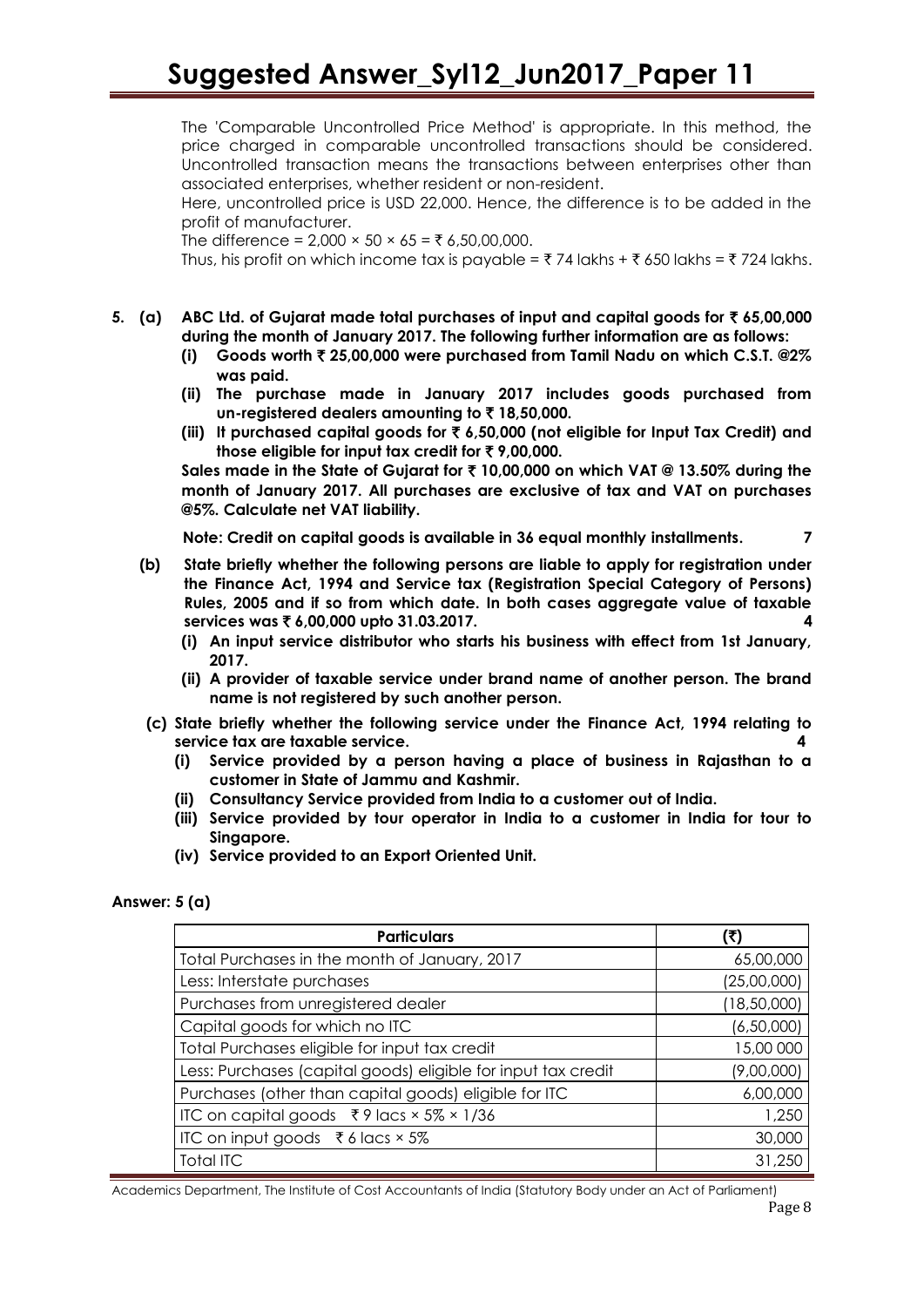The 'Comparable Uncontrolled Price Method' is appropriate. In this method, the price charged in comparable uncontrolled transactions should be considered. Uncontrolled transaction means the transactions between enterprises other than associated enterprises, whether resident or non-resident.

Here, uncontrolled price is USD 22,000. Hence, the difference is to be added in the profit of manufacturer.

The difference = 2,000 × 50 × 65 = ₹ 6,50,00,000.

Thus, his profit on which income tax is payable = ₹ 74 lakhs + ₹ 650 lakhs = ₹ 724 lakhs.

**5. (a) ABC Ltd. of Gujarat made total purchases of input and capital goods for ₹ 65,00,000 during the month of January 2017. The following further information are as follows:**

**(i) Goods worth ₹ 25,00,000 were purchased from Tamil Nadu on which C.S.T. @2% was paid.**

**(ii) The purchase made in January 2017 includes goods purchased from un-registered dealers amounting to ₹ 18,50,000.**

**(iii) It purchased capital goods for ₹ 6,50,000 (not eligible for Input Tax Credit) and those eligible for input tax credit for ₹ 9,00,000.**

**Sales made in the State of Gujarat for ₹ 10,00,000 on which VAT @ 13.50% during the month of January 2017. All purchases are exclusive of tax and VAT on purchases @5%. Calculate net VAT liability.**

**Note: Credit on capital goods is available in 36 equal monthly installments. 7**

**(b) State briefly whether the following persons are liable to apply for registration under the Finance Act, 1994 and Service tax (Registration Special Category of Persons) Rules, 2005 and if so from which date. In both cases aggregate value of taxable services was ₹ 6,00,000 upto 31.03.2017. 4**

**(i) An input service distributor who starts his business with effect from 1st January, 2017.**

**(ii) A provider of taxable service under brand name of another person. The brand name is not registered by such another person.**

**(c) State briefly whether the following service under the Finance Act, 1994 relating to service tax are taxable service. 4**

**(i) Service provided by a person having a place of business in Rajasthan to a customer in State of Jammu and Kashmir.**

**(ii) Consultancy Service provided from India to a customer out of India.**

**(iii) Service provided by tour operator in India to a customer in India for tour to Singapore.**

**(iv) Service provided to an Export Oriented Unit.**

**Answer: 5 (a)**

| Particulars | (₹) |
|---|---|
| Total Purchases in the month of January, 2017 | 65,00,000 |
| Less: Interstate purchases | (25,00,000) |
| Purchases from unregistered dealer | (18,50,000) |
| Capital goods for which no ITC | (6,50,000) |
| Total Purchases eligible for input tax credit | 15,00 000 |
| Less: Purchases (capital goods) eligible for input tax credit | (9,00,000) |
| Purchases (other than capital goods) eligible for ITC | 6,00,000 |
| ITC on capital goods ₹ 9 lacs × 5% × 1/36 | 1,250 |
| ITC on input goods ₹ 6 lacs × 5% | 30,000 |
| Total ITC | 31,250 |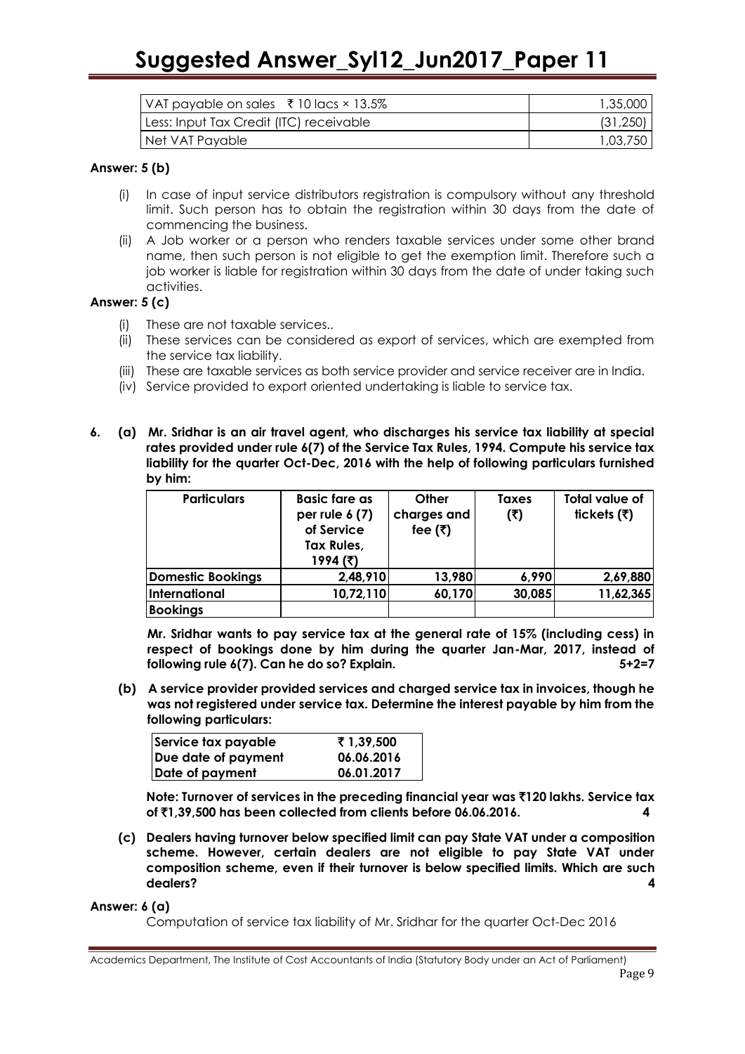| | |
|---|---|
| VAT payable on sales ₹ 10 lacs × 13.5% | 1,35,000 |
| Less: Input Tax Credit (ITC) receivable | (31,250) |
| Net VAT Payable | 1,03,750 |

**Answer: 5 (b)**

(i) In case of input service distributors registration is compulsory without any threshold limit. Such person has to obtain the registration within 30 days from the date of commencing the business.

(ii) A Job worker or a person who renders taxable services under some other brand name, then such person is not eligible to get the exemption limit. Therefore such a job worker is liable for registration within 30 days from the date of under taking such activities.

**Answer: 5 (c)**

(i) These are not taxable services..

(ii) These services can be considered as export of services, which are exempted from the service tax liability.

(iii) These are taxable services as both service provider and service receiver are in India.

(iv) Service provided to export oriented undertaking is liable to service tax.

**6. (a) Mr. Sridhar is an air travel agent, who discharges his service tax liability at special rates provided under rule 6(7) of the Service Tax Rules, 1994. Compute his service tax liability for the quarter Oct-Dec, 2016 with the help of following particulars furnished by him:**

| Particulars | Basic fare as per rule 6 (7) of Service Tax Rules, 1994 (₹) | Other charges and fee (₹) | Taxes (₹) | Total value of tickets (₹) |
|---|---|---|---|---|
| Domestic Bookings | 2,48,910 | 13,980 | 6,990 | 2,69,880 |
| International Bookings | 10,72,110 | 60,170 | 30,085 | 11,62,365 |

**Mr. Sridhar wants to pay service tax at the general rate of 15% (including cess) in respect of bookings done by him during the quarter Jan-Mar, 2017, instead of following rule 6(7). Can he do so? Explain. 5+2=7**

**(b) A service provider provided services and charged service tax in invoices, though he was not registered under service tax. Determine the interest payable by him from the following particulars:**

| | |
|---|---|
| Service tax payable | ₹ 1,39,500 |
| Due date of payment | 06.06.2016 |
| Date of payment | 06.01.2017 |

**Note: Turnover of services in the preceding financial year was ₹120 lakhs. Service tax of ₹1,39,500 has been collected from clients before 06.06.2016. 4**

**(c) Dealers having turnover below specified limit can pay State VAT under a composition scheme. However, certain dealers are not eligible to pay State VAT under composition scheme, even if their turnover is below specified limits. Which are such dealers? 4**

**Answer: 6 (a)**

Computation of service tax liability of Mr. Sridhar for the quarter Oct-Dec 2016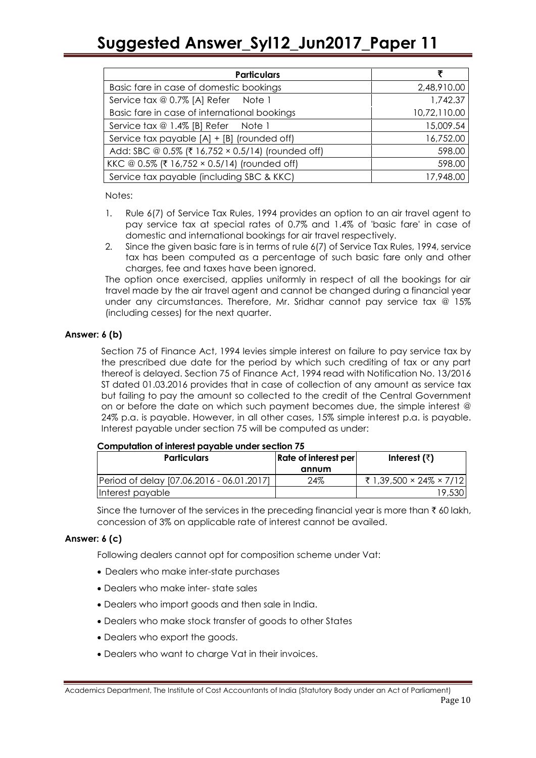| Particulars | ₹ |
|---|---|
| Basic fare in case of domestic bookings | 2,48,910.00 |
| Service tax @ 0.7% [A] Refer Note 1 | 1,742.37 |
| Basic fare in case of international bookings | 10,72,110.00 |
| Service tax @ 1.4% [B] Refer Note 1 | 15,009.54 |
| Service tax payable [A] + [B] (rounded off) | 16,752.00 |
| Add: SBC @ 0.5% (₹ 16,752 × 0.5/14) (rounded off) | 598.00 |
| KKC @ 0.5% (₹ 16,752 × 0.5/14) (rounded off) | 598.00 |
| Service tax payable (including SBC & KKC) | 17,948.00 |

Notes:

1. Rule 6(7) of Service Tax Rules, 1994 provides an option to an air travel agent to pay service tax at special rates of 0.7% and 1.4% of 'basic fare' in case of domestic and international bookings for air travel respectively.
2. Since the given basic fare is in terms of rule 6(7) of Service Tax Rules, 1994, service tax has been computed as a percentage of such basic fare only and other charges, fee and taxes have been ignored.

The option once exercised, applies uniformly in respect of all the bookings for air travel made by the air travel agent and cannot be changed during a financial year under any circumstances. Therefore, Mr. Sridhar cannot pay service tax @ 15% (including cesses) for the next quarter.

**Answer: 6 (b)**

Section 75 of Finance Act, 1994 levies simple interest on failure to pay service tax by the prescribed due date for the period by which such crediting of tax or any part thereof is delayed. Section 75 of Finance Act, 1994 read with Notification No. 13/2016 ST dated 01.03.2016 provides that in case of collection of any amount as service tax but failing to pay the amount so collected to the credit of the Central Government on or before the date on which such payment becomes due, the simple interest @ 24% p.a. is payable. However, in all other cases, 15% simple interest p.a. is payable. Interest payable under section 75 will be computed as under:

**Computation of interest payable under section 75**

| Particulars | Rate of interest per annum | Interest (₹) |
|---|---|---|
| Period of delay [07.06.2016 - 06.01.2017] | 24% | ₹ 1,39,500 × 24% × 7/12 |
| Interest payable | | 19,530 |

Since the turnover of the services in the preceding financial year is more than ₹ 60 lakh, concession of 3% on applicable rate of interest cannot be availed.

**Answer: 6 (c)**

Following dealers cannot opt for composition scheme under Vat:

- Dealers who make inter-state purchases
- Dealers who make inter- state sales
- Dealers who import goods and then sale in India.
- Dealers who make stock transfer of goods to other States
- Dealers who export the goods.
- Dealers who want to charge Vat in their invoices.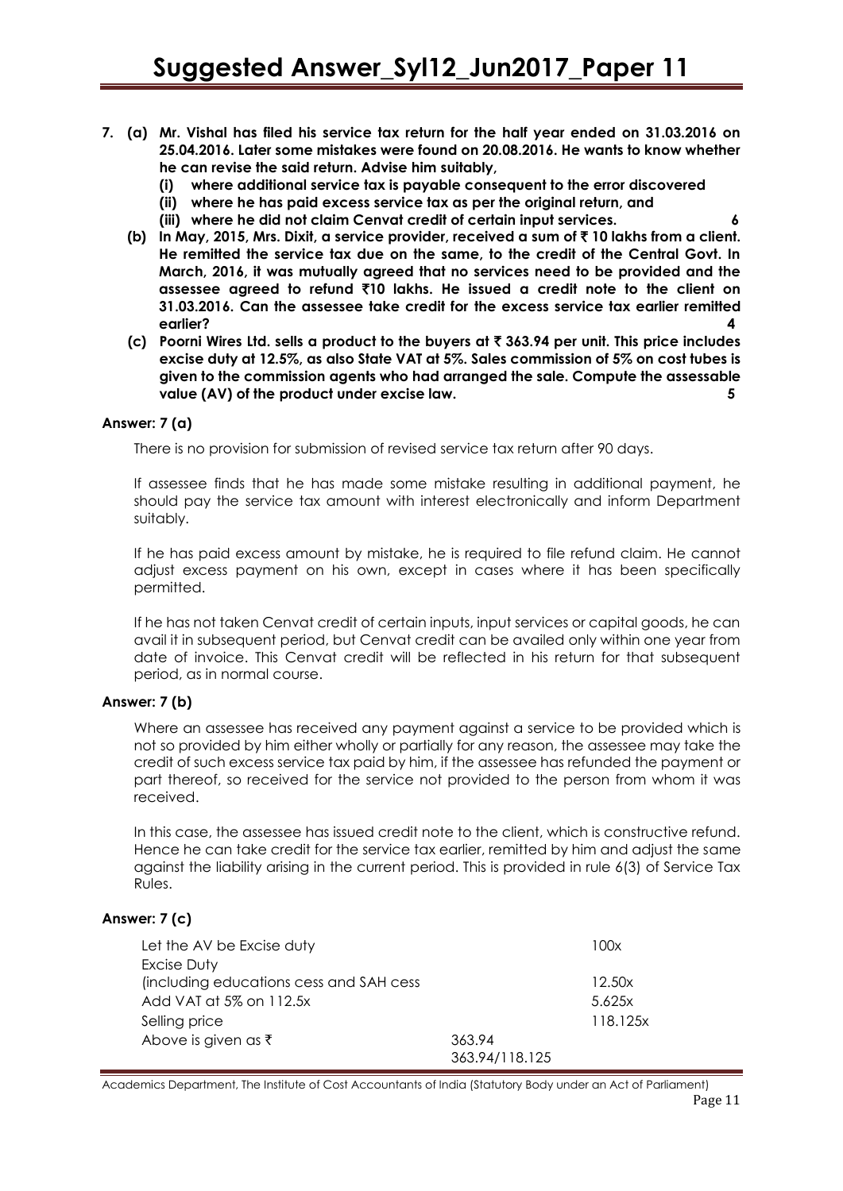**7. (a) Mr. Vishal has filed his service tax return for the half year ended on 31.03.2016 on 25.04.2016. Later some mistakes were found on 20.08.2016. He wants to know whether he can revise the said return. Advise him suitably,**

**(i) where additional service tax is payable consequent to the error discovered**

**(ii) where he has paid excess service tax as per the original return, and**

**(iii) where he did not claim Cenvat credit of certain input services. 6**

**(b) In May, 2015, Mrs. Dixit, a service provider, received a sum of ₹ 10 lakhs from a client. He remitted the service tax due on the same, to the credit of the Central Govt. In March, 2016, it was mutually agreed that no services need to be provided and the assessee agreed to refund ₹10 lakhs. He issued a credit note to the client on 31.03.2016. Can the assessee take credit for the excess service tax earlier remitted earlier? 4**

**(c) Poorni Wires Ltd. sells a product to the buyers at ₹ 363.94 per unit. This price includes excise duty at 12.5%, as also State VAT at 5%. Sales commission of 5% on cost tubes is given to the commission agents who had arranged the sale. Compute the assessable value (AV) of the product under excise law. 5**

**Answer: 7 (a)**

There is no provision for submission of revised service tax return after 90 days.

If assessee finds that he has made some mistake resulting in additional payment, he should pay the service tax amount with interest electronically and inform Department suitably.

If he has paid excess amount by mistake, he is required to file refund claim. He cannot adjust excess payment on his own, except in cases where it has been specifically permitted.

If he has not taken Cenvat credit of certain inputs, input services or capital goods, he can avail it in subsequent period, but Cenvat credit can be availed only within one year from date of invoice. This Cenvat credit will be reflected in his return for that subsequent period, as in normal course.

**Answer: 7 (b)**

Where an assessee has received any payment against a service to be provided which is not so provided by him either wholly or partially for any reason, the assessee may take the credit of such excess service tax paid by him, if the assessee has refunded the payment or part thereof, so received for the service not provided to the person from whom it was received.

In this case, the assessee has issued credit note to the client, which is constructive refund. Hence he can take credit for the service tax earlier, remitted by him and adjust the same against the liability arising in the current period. This is provided in rule 6(3) of Service Tax Rules.

**Answer: 7 (c)**

| | | |
|---|---|---|
| Let the AV be Excise duty | | 100x |
| Excise Duty (including educations cess and SAH cess | | 12.50x |
| Add VAT at 5% on 112.5x | | 5.625x |
| Selling price | | 118.125x |
| Above is given as ₹ | 363.94 | |
| | 363.94/118.125 | |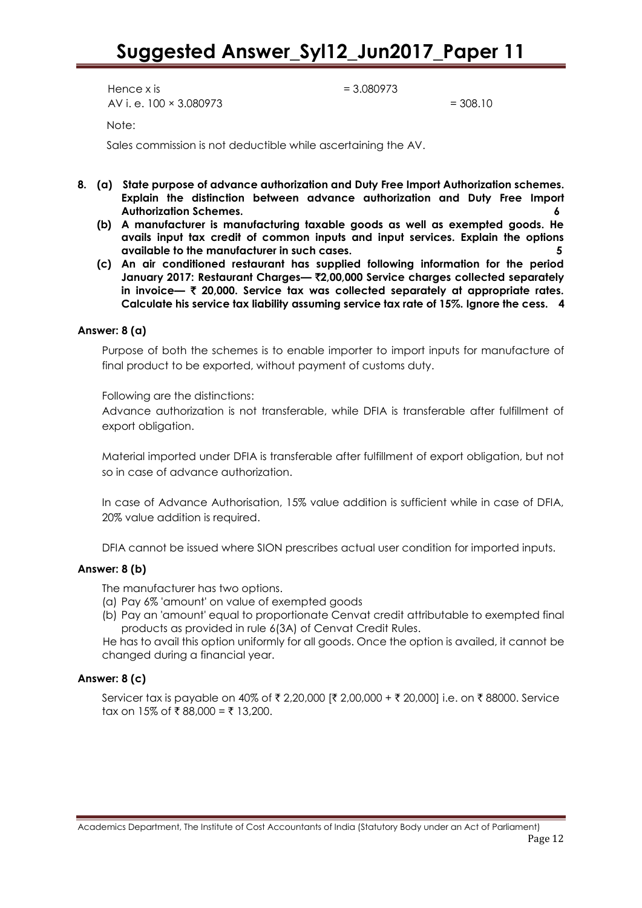Hence x is = 3.080973

AV i. e. 100 × 3.080973 = 308.10

Note:

Sales commission is not deductible while ascertaining the AV.

**8. (a) State purpose of advance authorization and Duty Free Import Authorization schemes. Explain the distinction between advance authorization and Duty Free Import Authorization Schemes. 6**

**(b) A manufacturer is manufacturing taxable goods as well as exempted goods. He avails input tax credit of common inputs and input services. Explain the options available to the manufacturer in such cases. 5**

**(c) An air conditioned restaurant has supplied following information for the period January 2017: Restaurant Charges— ₹2,00,000 Service charges collected separately in invoice— ₹ 20,000. Service tax was collected separately at appropriate rates. Calculate his service tax liability assuming service tax rate of 15%. Ignore the cess. 4**

**Answer: 8 (a)**

Purpose of both the schemes is to enable importer to import inputs for manufacture of final product to be exported, without payment of customs duty.

Following are the distinctions:

Advance authorization is not transferable, while DFIA is transferable after fulfillment of export obligation.

Material imported under DFIA is transferable after fulfillment of export obligation, but not so in case of advance authorization.

In case of Advance Authorisation, 15% value addition is sufficient while in case of DFIA, 20% value addition is required.

DFIA cannot be issued where SION prescribes actual user condition for imported inputs.

**Answer: 8 (b)**

The manufacturer has two options.

(a) Pay 6% 'amount' on value of exempted goods

(b) Pay an 'amount' equal to proportionate Cenvat credit attributable to exempted final products as provided in rule 6(3A) of Cenvat Credit Rules.

He has to avail this option uniformly for all goods. Once the option is availed, it cannot be changed during a financial year.

**Answer: 8 (c)**

Servicer tax is payable on 40% of ₹ 2,20,000 [₹ 2,00,000 + ₹ 20,000] i.e. on ₹ 88000. Service tax on 15% of ₹ 88,000 = ₹ 13,200.